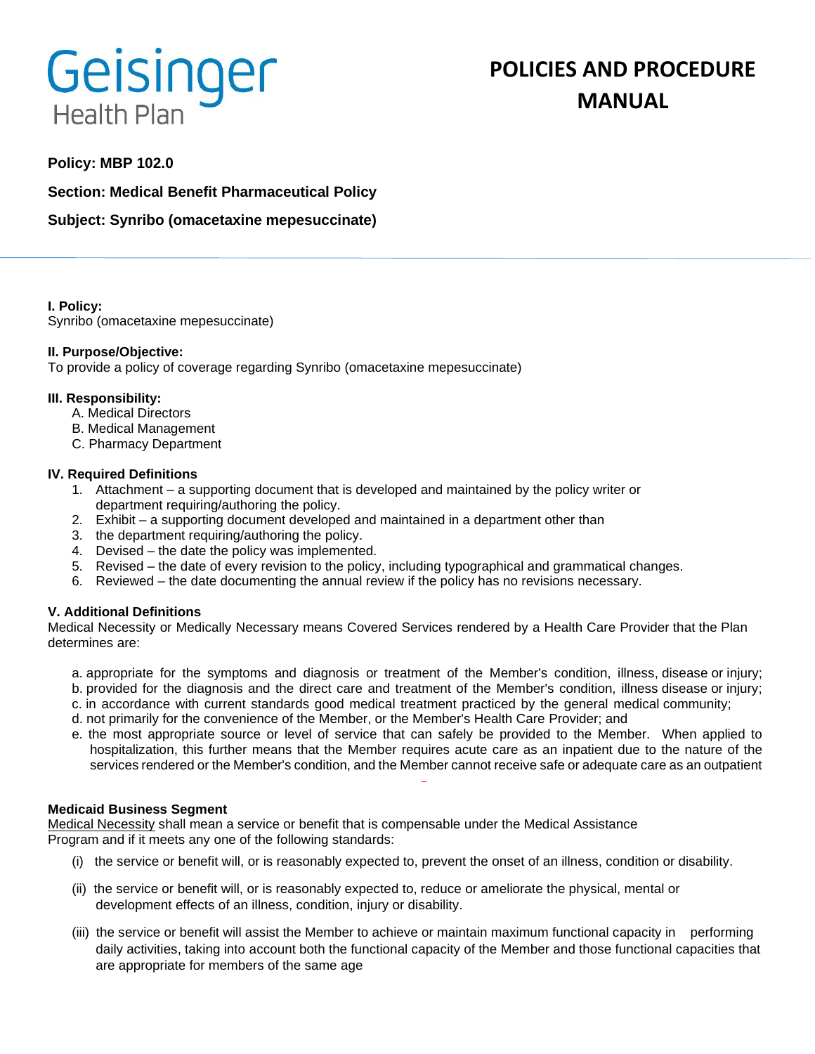Geisinger Health Plan

# POLICIES AND PROCEDURE MANUAL

**Policy: MBP 102.0**

**Section: Medical Benefit Pharmaceutical Policy**

**Subject: Synribo (omacetaxine mepesuccinate)**

**I. Policy:**
Synribo (omacetaxine mepesuccinate)

**II. Purpose/Objective:**
To provide a policy of coverage regarding Synribo (omacetaxine mepesuccinate)

**III. Responsibility:**

A. Medical Directors
B. Medical Management
C. Pharmacy Department

**IV. Required Definitions**

1. Attachment – a supporting document that is developed and maintained by the policy writer or department requiring/authoring the policy.
2. Exhibit – a supporting document developed and maintained in a department other than
3. the department requiring/authoring the policy.
4. Devised – the date the policy was implemented.
5. Revised – the date of every revision to the policy, including typographical and grammatical changes.
6. Reviewed – the date documenting the annual review if the policy has no revisions necessary.

**V. Additional Definitions**

Medical Necessity or Medically Necessary means Covered Services rendered by a Health Care Provider that the Plan determines are:

a. appropriate for the symptoms and diagnosis or treatment of the Member's condition, illness, disease or injury;
b. provided for the diagnosis and the direct care and treatment of the Member's condition, illness disease or injury;
c. in accordance with current standards good medical treatment practiced by the general medical community;
d. not primarily for the convenience of the Member, or the Member's Health Care Provider; and
e. the most appropriate source or level of service that can safely be provided to the Member. When applied to hospitalization, this further means that the Member requires acute care as an inpatient due to the nature of the services rendered or the Member's condition, and the Member cannot receive safe or adequate care as an outpatient

**Medicaid Business Segment**

Medical Necessity shall mean a service or benefit that is compensable under the Medical Assistance Program and if it meets any one of the following standards:

(i) the service or benefit will, or is reasonably expected to, prevent the onset of an illness, condition or disability.

(ii) the service or benefit will, or is reasonably expected to, reduce or ameliorate the physical, mental or development effects of an illness, condition, injury or disability.

(iii) the service or benefit will assist the Member to achieve or maintain maximum functional capacity in performing daily activities, taking into account both the functional capacity of the Member and those functional capacities that are appropriate for members of the same age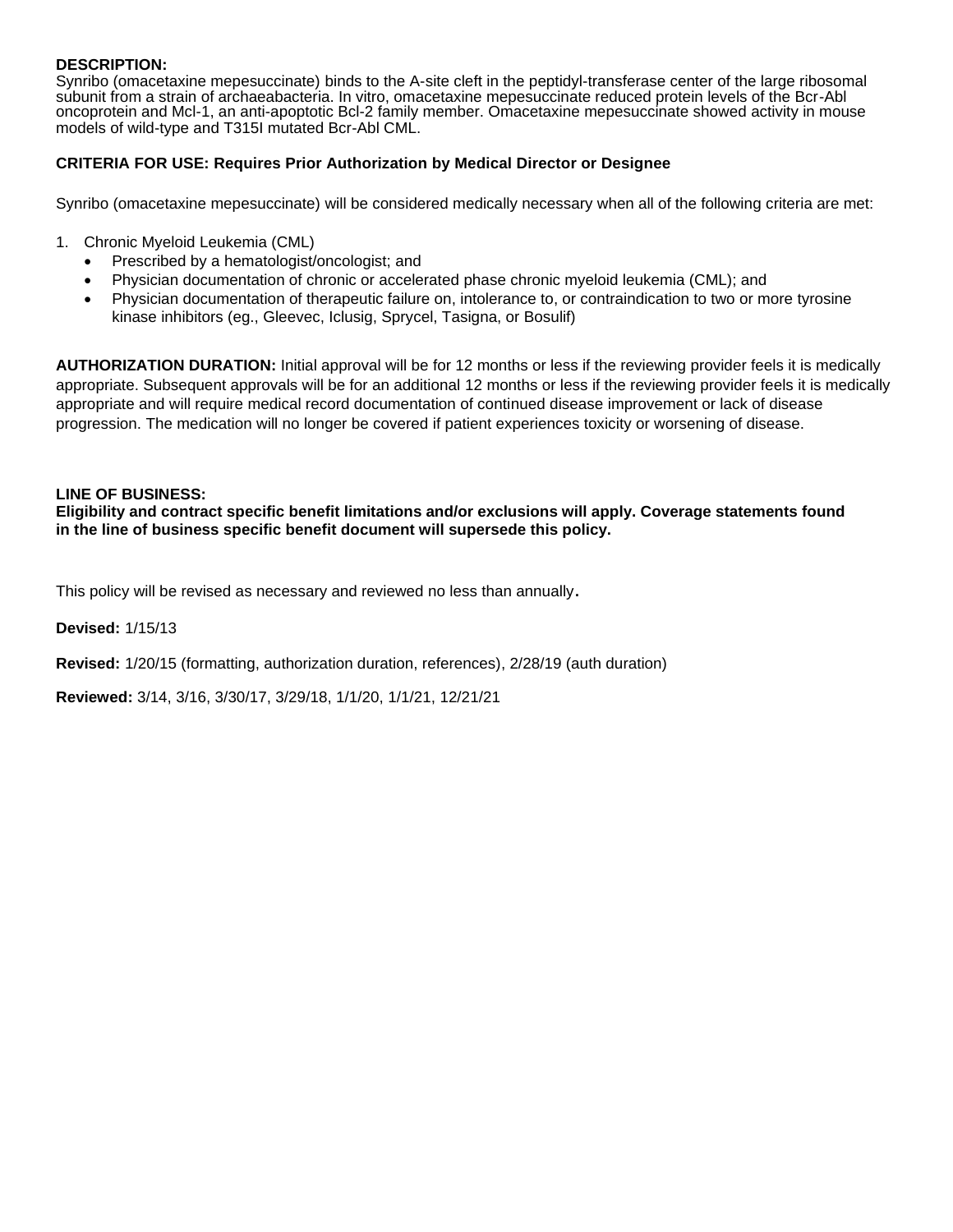**DESCRIPTION:**
Synribo (omacetaxine mepesuccinate) binds to the A-site cleft in the peptidyl-transferase center of the large ribosomal subunit from a strain of archaeabacteria. In vitro, omacetaxine mepesuccinate reduced protein levels of the Bcr-Abl oncoprotein and Mcl-1, an anti-apoptotic Bcl-2 family member. Omacetaxine mepesuccinate showed activity in mouse models of wild-type and T315I mutated Bcr-Abl CML.

**CRITERIA FOR USE: Requires Prior Authorization by Medical Director or Designee**

Synribo (omacetaxine mepesuccinate) will be considered medically necessary when all of the following criteria are met:

1. Chronic Myeloid Leukemia (CML)
   - Prescribed by a hematologist/oncologist; and
   - Physician documentation of chronic or accelerated phase chronic myeloid leukemia (CML); and
   - Physician documentation of therapeutic failure on, intolerance to, or contraindication to two or more tyrosine kinase inhibitors (eg., Gleevec, Iclusig, Sprycel, Tasigna, or Bosulif)

**AUTHORIZATION DURATION:** Initial approval will be for 12 months or less if the reviewing provider feels it is medically appropriate. Subsequent approvals will be for an additional 12 months or less if the reviewing provider feels it is medically appropriate and will require medical record documentation of continued disease improvement or lack of disease progression. The medication will no longer be covered if patient experiences toxicity or worsening of disease.

**LINE OF BUSINESS:**
**Eligibility and contract specific benefit limitations and/or exclusions will apply. Coverage statements found in the line of business specific benefit document will supersede this policy.**

This policy will be revised as necessary and reviewed no less than annually.

**Devised:** 1/15/13

**Revised:** 1/20/15 (formatting, authorization duration, references), 2/28/19 (auth duration)

**Reviewed:** 3/14, 3/16, 3/30/17, 3/29/18, 1/1/20, 1/1/21, 12/21/21